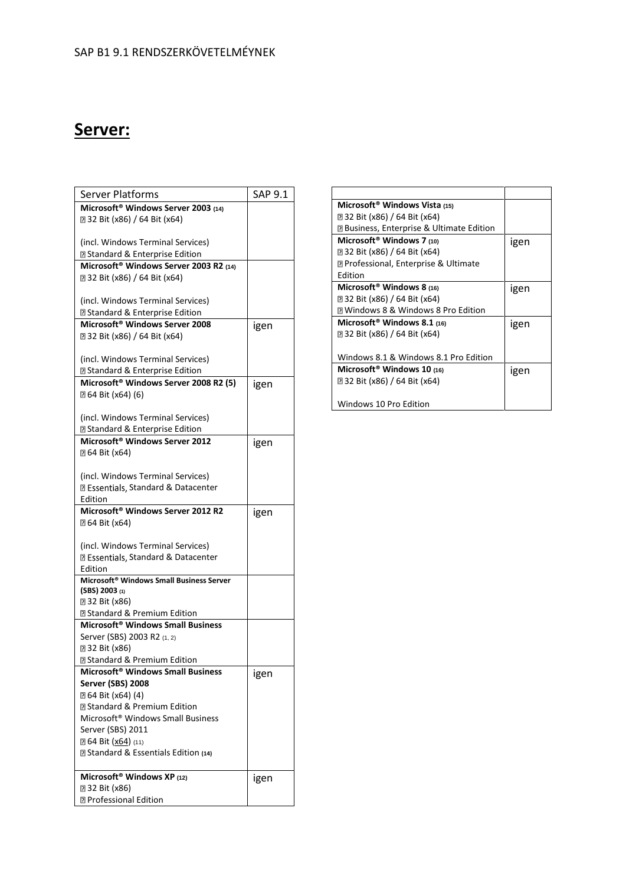SAP B1 9.1 RENDSZERKÖVETELMÉNYEK

# Server:

| Server Platforms | SAP 9.1 |
|---|---|
| **Microsoft® Windows Server 2003 (14)**<br>32 Bit (x86) / 64 Bit (x64)<br><br>(incl. Windows Terminal Services)<br>Standard & Enterprise Edition | |
| **Microsoft® Windows Server 2003 R2 (14)**<br>32 Bit (x86) / 64 Bit (x64)<br><br>(incl. Windows Terminal Services)<br>Standard & Enterprise Edition | |
| **Microsoft® Windows Server 2008**<br>32 Bit (x86) / 64 Bit (x64)<br><br>(incl. Windows Terminal Services)<br>Standard & Enterprise Edition | igen |
| **Microsoft® Windows Server 2008 R2 (5)**<br>64 Bit (x64) (6)<br><br>(incl. Windows Terminal Services)<br>Standard & Enterprise Edition | igen |
| **Microsoft® Windows Server 2012**<br>64 Bit (x64)<br><br>(incl. Windows Terminal Services)<br>Essentials, Standard & Datacenter Edition | igen |
| **Microsoft® Windows Server 2012 R2**<br>64 Bit (x64)<br><br>(incl. Windows Terminal Services)<br>Essentials, Standard & Datacenter Edition | igen |
| **Microsoft® Windows Small Business Server (SBS) 2003 (1)**<br>32 Bit (x86)<br>Standard & Premium Edition | |
| **Microsoft® Windows Small Business** Server (SBS) 2003 R2 (1, 2)<br>32 Bit (x86)<br>Standard & Premium Edition | |
| **Microsoft® Windows Small Business Server (SBS) 2008**<br>64 Bit (x64) (4)<br>Standard & Premium Edition<br>Microsoft® Windows Small Business Server (SBS) 2011<br>64 Bit (x64) (11)<br>Standard & Essentials Edition **(14)** | igen |
| **Microsoft® Windows XP (12)**<br>32 Bit (x86)<br>Professional Edition | igen |

| | |
|---|---|
| **Microsoft® Windows Vista (15)**<br>32 Bit (x86) / 64 Bit (x64)<br>Business, Enterprise & Ultimate Edition | |
| **Microsoft® Windows 7 (10)**<br>32 Bit (x86) / 64 Bit (x64)<br>Professional, Enterprise & Ultimate Edition | igen |
| **Microsoft® Windows 8 (16)**<br>32 Bit (x86) / 64 Bit (x64)<br>Windows 8 & Windows 8 Pro Edition | igen |
| **Microsoft® Windows 8.1 (16)**<br>32 Bit (x86) / 64 Bit (x64)<br><br>Windows 8.1 & Windows 8.1 Pro Edition | igen |
| **Microsoft® Windows 10 (16)**<br>32 Bit (x86) / 64 Bit (x64)<br><br>Windows 10 Pro Edition | igen |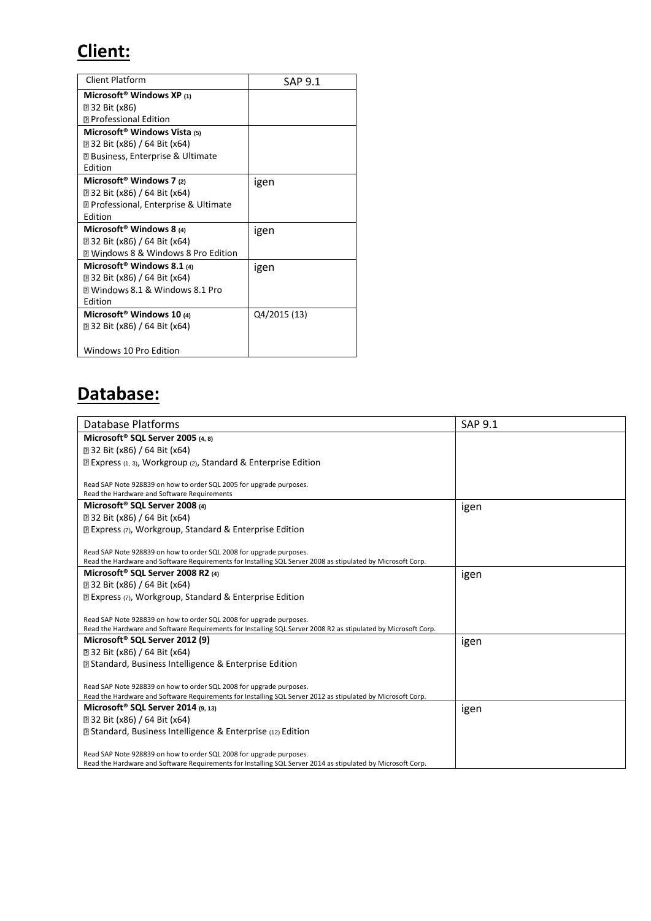# Client:

| Client Platform | SAP 9.1 |
|---|---|
| **Microsoft® Windows XP** (1)<br>32 Bit (x86)<br>Professional Edition | |
| **Microsoft® Windows Vista** (5)<br>32 Bit (x86) / 64 Bit (x64)<br>Business, Enterprise & Ultimate Edition | |
| **Microsoft® Windows 7** (2)<br>32 Bit (x86) / 64 Bit (x64)<br>Professional, Enterprise & Ultimate Edition | igen |
| **Microsoft® Windows 8** (4)<br>32 Bit (x86) / 64 Bit (x64)<br>Windows 8 & Windows 8 Pro Edition | igen |
| **Microsoft® Windows 8.1** (4)<br>32 Bit (x86) / 64 Bit (x64)<br>Windows 8.1 & Windows 8.1 Pro Edition | igen |
| **Microsoft® Windows 10** (4)<br>32 Bit (x86) / 64 Bit (x64)<br><br>Windows 10 Pro Edition | Q4/2015 (13) |

# Database:

| Database Platforms | SAP 9.1 |
|---|---|
| **Microsoft® SQL Server 2005** (4, 8)<br>32 Bit (x86) / 64 Bit (x64)<br>Express (1, 3), Workgroup (2), Standard & Enterprise Edition<br><br>Read SAP Note 928839 on how to order SQL 2005 for upgrade purposes.<br>Read the Hardware and Software Requirements | |
| **Microsoft® SQL Server 2008** (4)<br>32 Bit (x86) / 64 Bit (x64)<br>Express (7), Workgroup, Standard & Enterprise Edition<br><br>Read SAP Note 928839 on how to order SQL 2008 for upgrade purposes.<br>Read the Hardware and Software Requirements for Installing SQL Server 2008 as stipulated by Microsoft Corp. | igen |
| **Microsoft® SQL Server 2008 R2** (4)<br>32 Bit (x86) / 64 Bit (x64)<br>Express (7), Workgroup, Standard & Enterprise Edition<br><br>Read SAP Note 928839 on how to order SQL 2008 for upgrade purposes.<br>Read the Hardware and Software Requirements for Installing SQL Server 2008 R2 as stipulated by Microsoft Corp. | igen |
| **Microsoft® SQL Server 2012 (9)**<br>32 Bit (x86) / 64 Bit (x64)<br>Standard, Business Intelligence & Enterprise Edition<br><br>Read SAP Note 928839 on how to order SQL 2008 for upgrade purposes.<br>Read the Hardware and Software Requirements for Installing SQL Server 2012 as stipulated by Microsoft Corp. | igen |
| **Microsoft® SQL Server 2014** (9, 13)<br>32 Bit (x86) / 64 Bit (x64)<br>Standard, Business Intelligence & Enterprise (12) Edition<br><br>Read SAP Note 928839 on how to order SQL 2008 for upgrade purposes.<br>Read the Hardware and Software Requirements for Installing SQL Server 2014 as stipulated by Microsoft Corp. | igen |